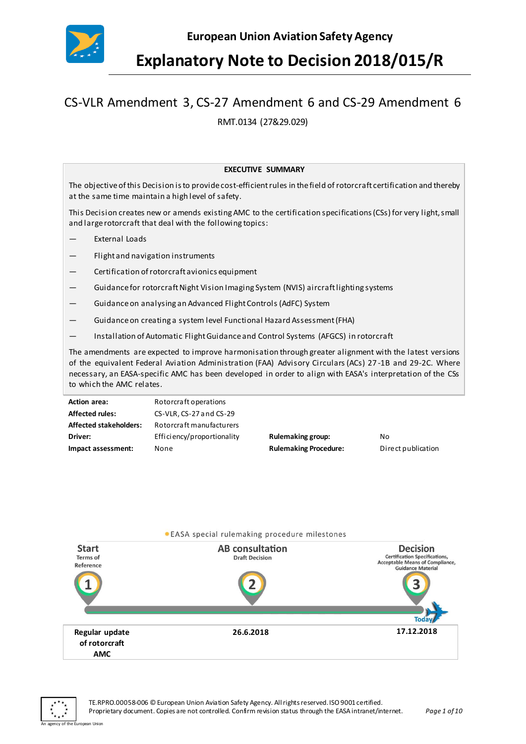European Union Aviation Safety Agency

# Explanatory Note to Decision 2018/015/R

## CS-VLR Amendment 3, CS-27 Amendment 6 and CS-29 Amendment 6

RMT.0134 (27&29.029)

**EXECUTIVE SUMMARY**

The objective of this Decision is to provide cost-efficient rules in the field of rotorcraft certification and thereby at the same time maintain a high level of safety.

This Decision creates new or amends existing AMC to the certification specifications (CSs) for very light, small and large rotorcraft that deal with the following topics:

- External Loads
- Flight and navigation instruments
- Certification of rotorcraft avionics equipment
- Guidance for rotorcraft Night Vision Imaging System (NVIS) aircraft lighting systems
- Guidance on analysing an Advanced Flight Controls (AdFC) System
- Guidance on creating a system level Functional Hazard Assessment (FHA)
- Installation of Automatic Flight Guidance and Control Systems (AFGCS) in rotorcraft

The amendments are expected to improve harmonisation through greater alignment with the latest versions of the equivalent Federal Aviation Administration (FAA) Advisory Circulars (ACs) 27-1B and 29-2C. Where necessary, an EASA-specific AMC has been developed in order to align with EASA's interpretation of the CSs to which the AMC relates.

| | | | |
|---|---|---|---|
| **Action area:** | Rotorcraft operations | | |
| **Affected rules:** | CS-VLR, CS-27 and CS-29 | | |
| **Affected stakeholders:** | Rotorcraft manufacturers | | |
| **Driver:** | Efficiency/proportionality | **Rulemaking group:** | No |
| **Impact assessment:** | None | **Rulemaking Procedure:** | Direct publication |

EASA special rulemaking procedure milestones

| Start<br>Terms of Reference | AB consultation<br>Draft Decision | Decision<br>Certification Specifications, Acceptable Means of Compliance, Guidance Material |
|---|---|---|
| 1 | 2 | 3 |
| Regular update of rotorcraft AMC | 26.6.2018 | 17.12.2018 |

TE.RPRO.00058-006 © European Union Aviation Safety Agency. All rights reserved. ISO 9001 certified.
Proprietary document. Copies are not controlled. Confirm revision status through the EASA intranet/internet.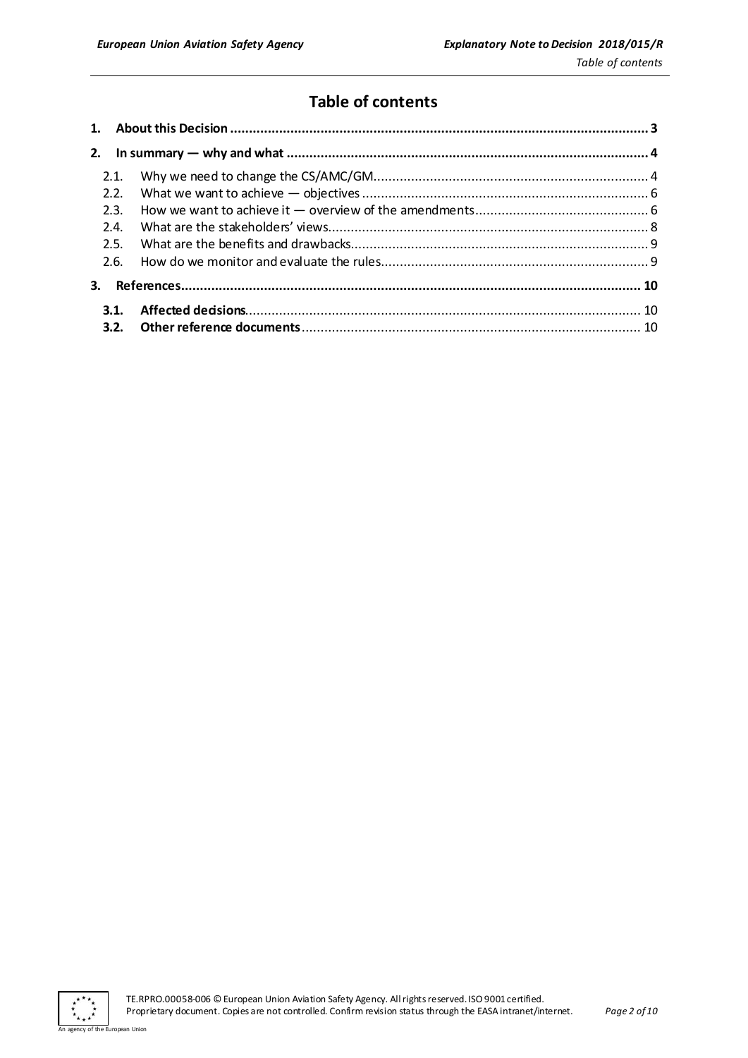# Table of contents

1. **About this Decision** ... 3
2. **In summary — why and what** ... 4
   - 2.1. Why we need to change the CS/AMC/GM ... 4
   - 2.2. What we want to achieve — objectives ... 6
   - 2.3. How we want to achieve it — overview of the amendments ... 6
   - 2.4. What are the stakeholders' views ... 8
   - 2.5. What are the benefits and drawbacks ... 9
   - 2.6. How do we monitor and evaluate the rules ... 9
3. **References** ... 10
   - **3.1. Affected decisions** ... 10
   - **3.2. Other reference documents** ... 10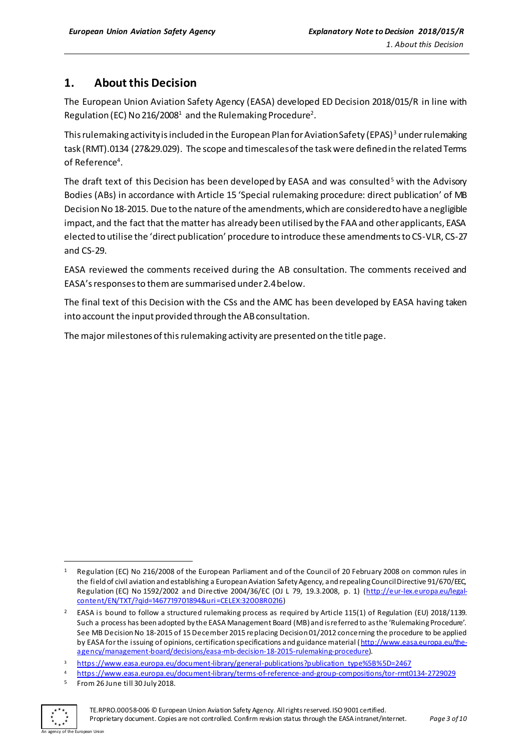## 1. About this Decision

The European Union Aviation Safety Agency (EASA) developed ED Decision 2018/015/R in line with Regulation (EC) No 216/2008[1] and the Rulemaking Procedure[2].

This rulemaking activity is included in the European Plan for Aviation Safety (EPAS)[3] under rulemaking task (RMT).0134 (27&29.029). The scope and timescales of the task were defined in the related Terms of Reference[4].

The draft text of this Decision has been developed by EASA and was consulted[5] with the Advisory Bodies (ABs) in accordance with Article 15 'Special rulemaking procedure: direct publication' of MB Decision No 18-2015. Due to the nature of the amendments, which are considered to have a negligible impact, and the fact that the matter has already been utilised by the FAA and other applicants, EASA elected to utilise the 'direct publication' procedure to introduce these amendments to CS-VLR, CS-27 and CS-29.

EASA reviewed the comments received during the AB consultation. The comments received and EASA's responses to them are summarised under 2.4 below.

The final text of this Decision with the CSs and the AMC has been developed by EASA having taken into account the input provided through the AB consultation.

The major milestones of this rulemaking activity are presented on the title page.

---

[1] Regulation (EC) No 216/2008 of the European Parliament and of the Council of 20 February 2008 on common rules in the field of civil aviation and establishing a European Aviation Safety Agency, and repealing Council Directive 91/670/EEC, Regulation (EC) No 1592/2002 and Directive 2004/36/EC (OJ L 79, 19.3.2008, p. 1) (http://eur-lex.europa.eu/legal-content/EN/TXT/?qid=1467719701894&uri=CELEX:32008R0216)

[2] EASA is bound to follow a structured rulemaking process as required by Article 115(1) of Regulation (EU) 2018/1139. Such a process has been adopted by the EASA Management Board (MB) and is referred to as the 'Rulemaking Procedure'. See MB Decision No 18-2015 of 15 December 2015 replacing Decision 01/2012 concerning the procedure to be applied by EASA for the issuing of opinions, certification specifications and guidance material (http://www.easa.europa.eu/the-agency/management-board/decisions/easa-mb-decision-18-2015-rulemaking-procedure).

[3] https://www.easa.europa.eu/document-library/general-publications?publication_type%5B%5D=2467

[4] https://www.easa.europa.eu/document-library/terms-of-reference-and-group-compositions/tor-rmt0134-2729029

[5] From 26 June till 30 July 2018.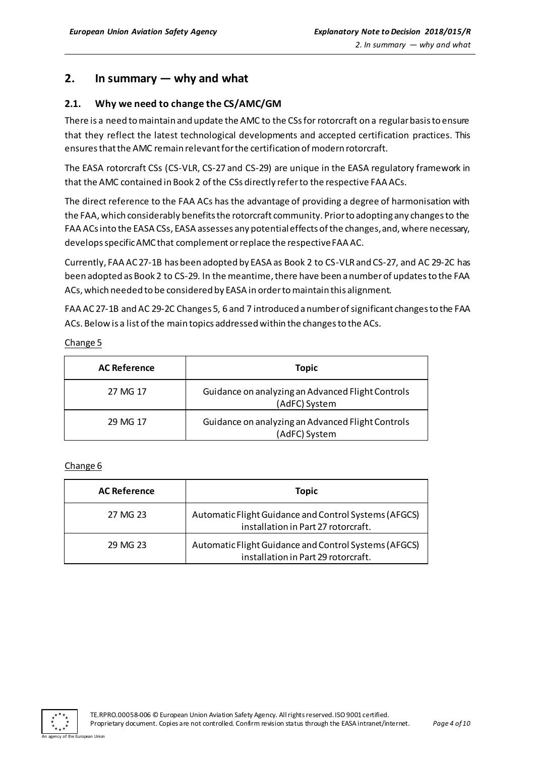## 2. In summary — why and what

### 2.1. Why we need to change the CS/AMC/GM

There is a need to maintain and update the AMC to the CSs for rotorcraft on a regular basis to ensure that they reflect the latest technological developments and accepted certification practices. This ensures that the AMC remain relevant for the certification of modern rotorcraft.

The EASA rotorcraft CSs (CS-VLR, CS-27 and CS-29) are unique in the EASA regulatory framework in that the AMC contained in Book 2 of the CSs directly refer to the respective FAA ACs.

The direct reference to the FAA ACs has the advantage of providing a degree of harmonisation with the FAA, which considerably benefits the rotorcraft community. Prior to adopting any changes to the FAA ACs into the EASA CSs, EASA assesses any potential effects of the changes, and, where necessary, develops specific AMC that complement or replace the respective FAA AC.

Currently, FAA AC 27-1B has been adopted by EASA as Book 2 to CS-VLR and CS-27, and AC 29-2C has been adopted as Book 2 to CS-29. In the meantime, there have been a number of updates to the FAA ACs, which needed to be considered by EASA in order to maintain this alignment.

FAA AC 27-1B and AC 29-2C Changes 5, 6 and 7 introduced a number of significant changes to the FAA ACs. Below is a list of the main topics addressed within the changes to the ACs.

Change 5

| AC Reference | Topic |
|---|---|
| 27 MG 17 | Guidance on analyzing an Advanced Flight Controls (AdFC) System |
| 29 MG 17 | Guidance on analyzing an Advanced Flight Controls (AdFC) System |

Change 6

| AC Reference | Topic |
|---|---|
| 27 MG 23 | Automatic Flight Guidance and Control Systems (AFGCS) installation in Part 27 rotorcraft. |
| 29 MG 23 | Automatic Flight Guidance and Control Systems (AFGCS) installation in Part 29 rotorcraft. |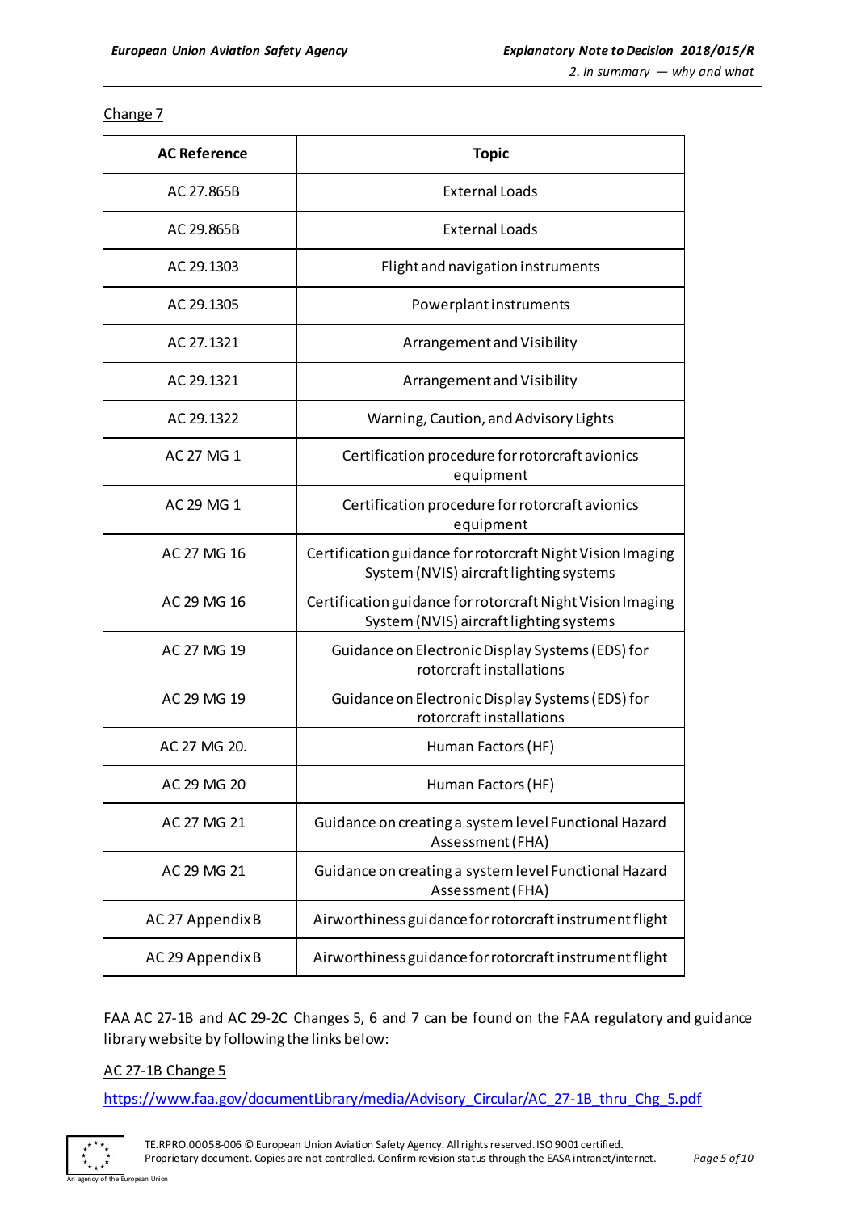Change 7

| AC Reference | Topic |
|---|---|
| AC 27.865B | External Loads |
| AC 29.865B | External Loads |
| AC 29.1303 | Flight and navigation instruments |
| AC 29.1305 | Powerplant instruments |
| AC 27.1321 | Arrangement and Visibility |
| AC 29.1321 | Arrangement and Visibility |
| AC 29.1322 | Warning, Caution, and Advisory Lights |
| AC 27 MG 1 | Certification procedure for rotorcraft avionics equipment |
| AC 29 MG 1 | Certification procedure for rotorcraft avionics equipment |
| AC 27 MG 16 | Certification guidance for rotorcraft Night Vision Imaging System (NVIS) aircraft lighting systems |
| AC 29 MG 16 | Certification guidance for rotorcraft Night Vision Imaging System (NVIS) aircraft lighting systems |
| AC 27 MG 19 | Guidance on Electronic Display Systems (EDS) for rotorcraft installations |
| AC 29 MG 19 | Guidance on Electronic Display Systems (EDS) for rotorcraft installations |
| AC 27 MG 20. | Human Factors (HF) |
| AC 29 MG 20 | Human Factors (HF) |
| AC 27 MG 21 | Guidance on creating a system level Functional Hazard Assessment (FHA) |
| AC 29 MG 21 | Guidance on creating a system level Functional Hazard Assessment (FHA) |
| AC 27 Appendix B | Airworthiness guidance for rotorcraft instrument flight |
| AC 29 Appendix B | Airworthiness guidance for rotorcraft instrument flight |

FAA AC 27-1B and AC 29-2C Changes 5, 6 and 7 can be found on the FAA regulatory and guidance library website by following the links below:

AC 27-1B Change 5

https://www.faa.gov/documentLibrary/media/Advisory_Circular/AC_27-1B_thru_Chg_5.pdf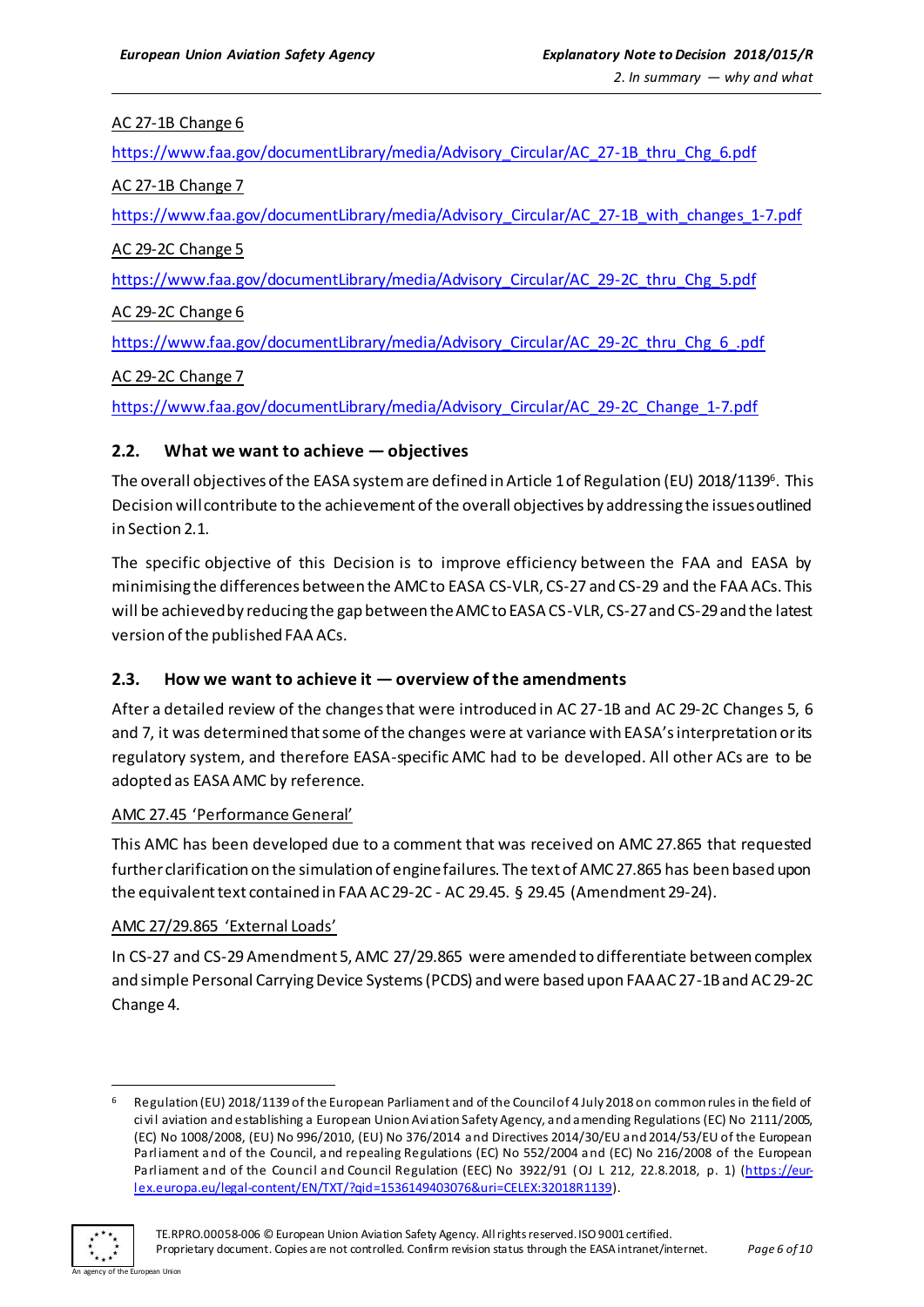AC 27-1B Change 6

https://www.faa.gov/documentLibrary/media/Advisory_Circular/AC_27-1B_thru_Chg_6.pdf

AC 27-1B Change 7

https://www.faa.gov/documentLibrary/media/Advisory_Circular/AC_27-1B_with_changes_1-7.pdf

AC 29-2C Change 5

https://www.faa.gov/documentLibrary/media/Advisory_Circular/AC_29-2C_thru_Chg_5.pdf

AC 29-2C Change 6

https://www.faa.gov/documentLibrary/media/Advisory_Circular/AC_29-2C_thru_Chg_6_.pdf

AC 29-2C Change 7

https://www.faa.gov/documentLibrary/media/Advisory_Circular/AC_29-2C_Change_1-7.pdf

## 2.2. What we want to achieve — objectives

The overall objectives of the EASA system are defined in Article 1 of Regulation (EU) 2018/1139[6]. This Decision will contribute to the achievement of the overall objectives by addressing the issues outlined in Section 2.1.

The specific objective of this Decision is to improve efficiency between the FAA and EASA by minimising the differences between the AMC to EASA CS-VLR, CS-27 and CS-29 and the FAA ACs. This will be achieved by reducing the gap between the AMC to EASA CS-VLR, CS-27 and CS-29 and the latest version of the published FAA ACs.

## 2.3. How we want to achieve it — overview of the amendments

After a detailed review of the changes that were introduced in AC 27-1B and AC 29-2C Changes 5, 6 and 7, it was determined that some of the changes were at variance with EASA's interpretation or its regulatory system, and therefore EASA-specific AMC had to be developed. All other ACs are to be adopted as EASA AMC by reference.

AMC 27.45 'Performance General'

This AMC has been developed due to a comment that was received on AMC 27.865 that requested further clarification on the simulation of engine failures. The text of AMC 27.865 has been based upon the equivalent text contained in FAA AC 29-2C - AC 29.45. § 29.45 (Amendment 29-24).

AMC 27/29.865 'External Loads'

In CS-27 and CS-29 Amendment 5, AMC 27/29.865 were amended to differentiate between complex and simple Personal Carrying Device Systems (PCDS) and were based upon FAA AC 27-1B and AC 29-2C Change 4.

[6] Regulation (EU) 2018/1139 of the European Parliament and of the Council of 4 July 2018 on common rules in the field of civil aviation and establishing a European Union Aviation Safety Agency, and amending Regulations (EC) No 2111/2005, (EC) No 1008/2008, (EU) No 996/2010, (EU) No 376/2014 and Directives 2014/30/EU and 2014/53/EU of the European Parliament and of the Council, and repealing Regulations (EC) No 552/2004 and (EC) No 216/2008 of the European Parliament and of the Council and Council Regulation (EEC) No 3922/91 (OJ L 212, 22.8.2018, p. 1) (https://eur-lex.europa.eu/legal-content/EN/TXT/?qid=1536149403076&uri=CELEX:32018R1139).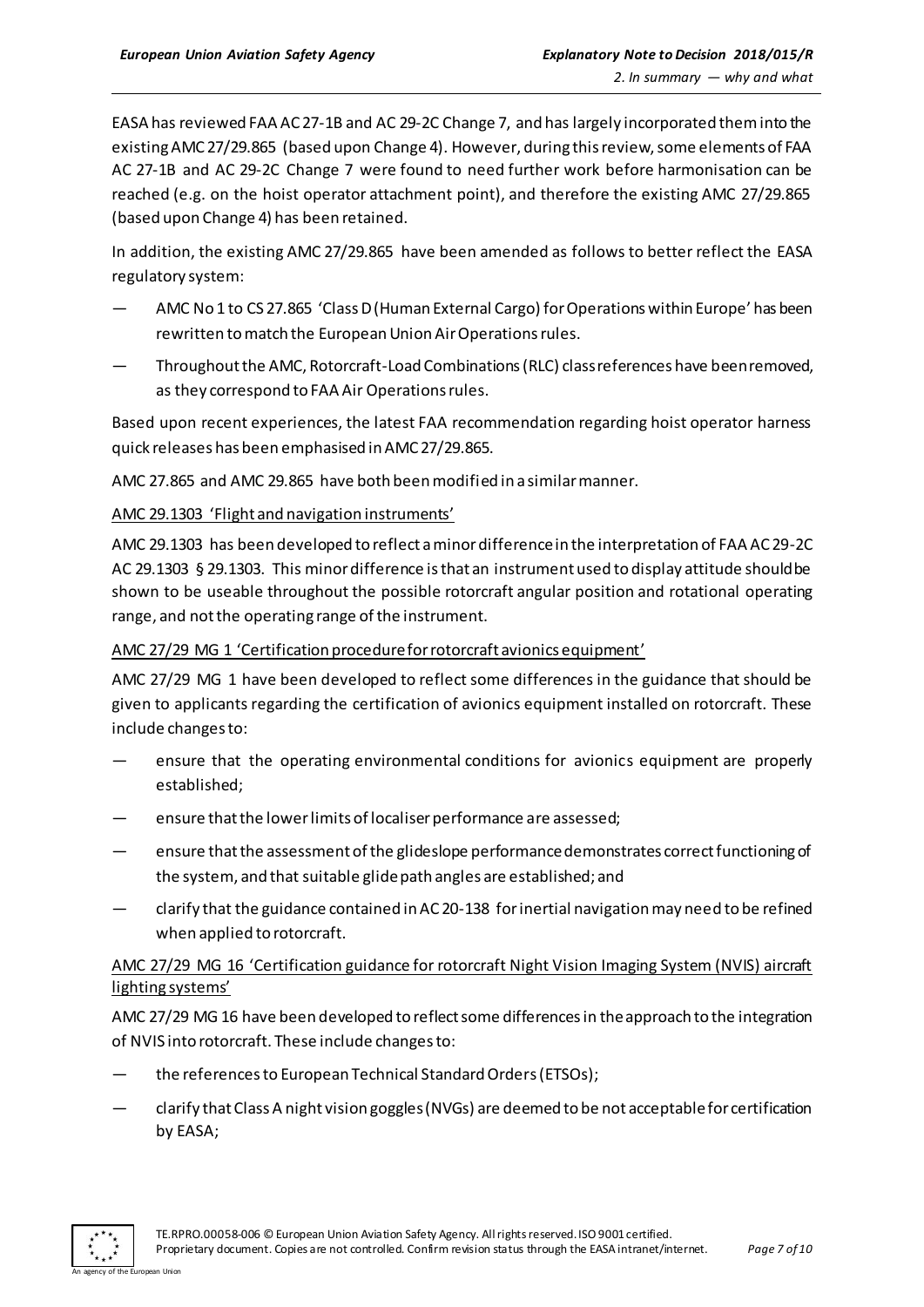EASA has reviewed FAA AC 27-1B and AC 29-2C Change 7, and has largely incorporated them into the existing AMC 27/29.865 (based upon Change 4). However, during this review, some elements of FAA AC 27-1B and AC 29-2C Change 7 were found to need further work before harmonisation can be reached (e.g. on the hoist operator attachment point), and therefore the existing AMC 27/29.865 (based upon Change 4) has been retained.

In addition, the existing AMC 27/29.865 have been amended as follows to better reflect the EASA regulatory system:

— AMC No 1 to CS 27.865 'Class D (Human External Cargo) for Operations within Europe' has been rewritten to match the European Union Air Operations rules.

— Throughout the AMC, Rotorcraft-Load Combinations (RLC) class references have been removed, as they correspond to FAA Air Operations rules.

Based upon recent experiences, the latest FAA recommendation regarding hoist operator harness quick releases has been emphasised in AMC 27/29.865.

AMC 27.865 and AMC 29.865 have both been modified in a similar manner.

<u>AMC 29.1303 'Flight and navigation instruments'</u>

AMC 29.1303 has been developed to reflect a minor difference in the interpretation of FAA AC 29-2C AC 29.1303 § 29.1303. This minor difference is that an instrument used to display attitude should be shown to be useable throughout the possible rotorcraft angular position and rotational operating range, and not the operating range of the instrument.

<u>AMC 27/29 MG 1 'Certification procedure for rotorcraft avionics equipment'</u>

AMC 27/29 MG 1 have been developed to reflect some differences in the guidance that should be given to applicants regarding the certification of avionics equipment installed on rotorcraft. These include changes to:

— ensure that the operating environmental conditions for avionics equipment are properly established;

— ensure that the lower limits of localiser performance are assessed;

— ensure that the assessment of the glideslope performance demonstrates correct functioning of the system, and that suitable glide path angles are established; and

— clarify that the guidance contained in AC 20-138 for inertial navigation may need to be refined when applied to rotorcraft.

<u>AMC 27/29 MG 16 'Certification guidance for rotorcraft Night Vision Imaging System (NVIS) aircraft lighting systems'</u>

AMC 27/29 MG 16 have been developed to reflect some differences in the approach to the integration of NVIS into rotorcraft. These include changes to:

— the references to European Technical Standard Orders (ETSOs);

— clarify that Class A night vision goggles (NVGs) are deemed to be not acceptable for certification by EASA;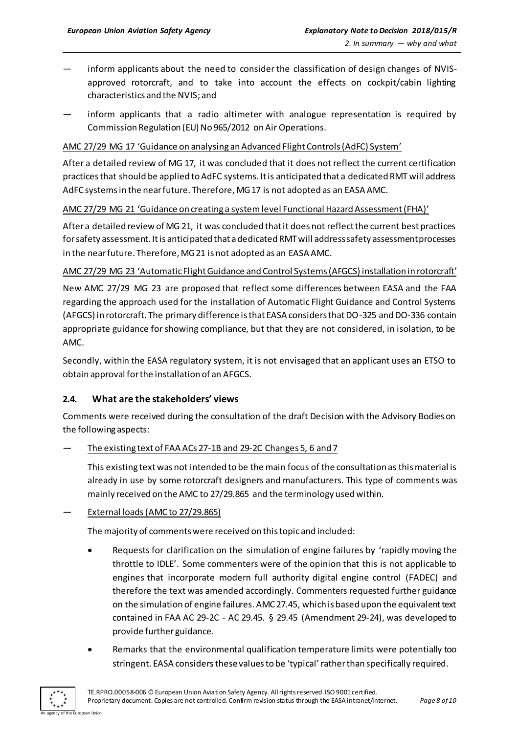— inform applicants about the need to consider the classification of design changes of NVIS-approved rotorcraft, and to take into account the effects on cockpit/cabin lighting characteristics and the NVIS; and

— inform applicants that a radio altimeter with analogue representation is required by Commission Regulation (EU) No 965/2012 on Air Operations.

AMC 27/29 MG 17 'Guidance on analysing an Advanced Flight Controls (AdFC) System'

After a detailed review of MG 17, it was concluded that it does not reflect the current certification practices that should be applied to AdFC systems. It is anticipated that a dedicated RMT will address AdFC systems in the near future. Therefore, MG 17 is not adopted as an EASA AMC.

AMC 27/29 MG 21 'Guidance on creating a system level Functional Hazard Assessment (FHA)'

After a detailed review of MG 21, it was concluded that it does not reflect the current best practices for safety assessment. It is anticipated that a dedicated RMT will address safety assessment processes in the near future. Therefore, MG 21 is not adopted as an EASA AMC.

AMC 27/29 MG 23 'Automatic Flight Guidance and Control Systems (AFGCS) installation in rotorcraft'

New AMC 27/29 MG 23 are proposed that reflect some differences between EASA and the FAA regarding the approach used for the installation of Automatic Flight Guidance and Control Systems (AFGCS) in rotorcraft. The primary difference is that EASA considers that DO-325 and DO-336 contain appropriate guidance for showing compliance, but that they are not considered, in isolation, to be AMC.

Secondly, within the EASA regulatory system, it is not envisaged that an applicant uses an ETSO to obtain approval for the installation of an AFGCS.

## 2.4. What are the stakeholders' views

Comments were received during the consultation of the draft Decision with the Advisory Bodies on the following aspects:

— The existing text of FAA ACs 27-1B and 29-2C Changes 5, 6 and 7

This existing text was not intended to be the main focus of the consultation as this material is already in use by some rotorcraft designers and manufacturers. This type of comments was mainly received on the AMC to 27/29.865 and the terminology used within.

— External loads (AMC to 27/29.865)

The majority of comments were received on this topic and included:

- Requests for clarification on the simulation of engine failures by 'rapidly moving the throttle to IDLE'. Some commenters were of the opinion that this is not applicable to engines that incorporate modern full authority digital engine control (FADEC) and therefore the text was amended accordingly. Commenters requested further guidance on the simulation of engine failures. AMC 27.45, which is based upon the equivalent text contained in FAA AC 29-2C - AC 29.45. § 29.45 (Amendment 29-24), was developed to provide further guidance.
- Remarks that the environmental qualification temperature limits were potentially too stringent. EASA considers these values to be 'typical' rather than specifically required.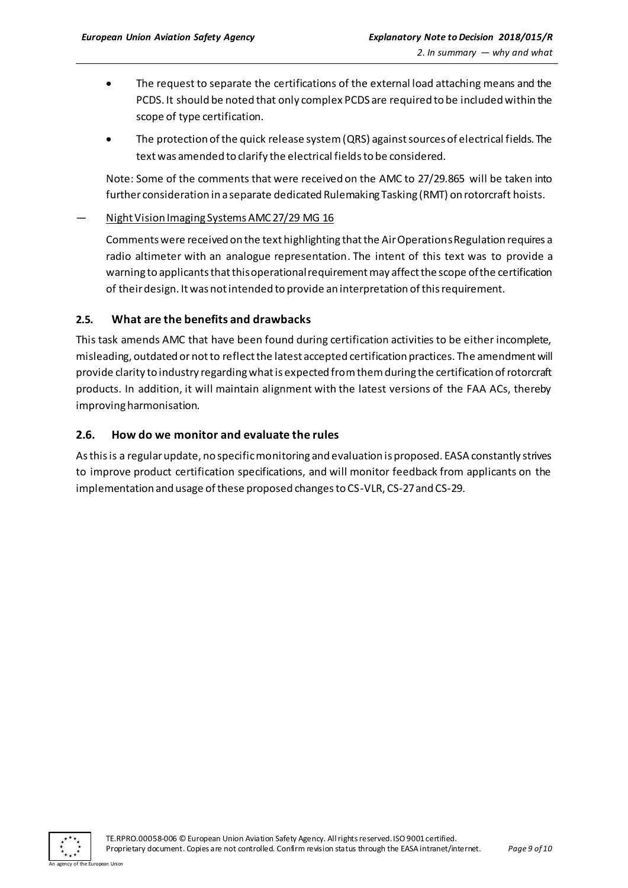- The request to separate the certifications of the external load attaching means and the PCDS. It should be noted that only complex PCDS are required to be included within the scope of type certification.
- The protection of the quick release system (QRS) against sources of electrical fields. The text was amended to clarify the electrical fields to be considered.

Note: Some of the comments that were received on the AMC to 27/29.865 will be taken into further consideration in a separate dedicated Rulemaking Tasking (RMT) on rotorcraft hoists.

— Night Vision Imaging Systems AMC 27/29 MG 16

Comments were received on the text highlighting that the Air Operations Regulation requires a radio altimeter with an analogue representation. The intent of this text was to provide a warning to applicants that this operational requirement may affect the scope of the certification of their design. It was not intended to provide an interpretation of this requirement.

## 2.5. What are the benefits and drawbacks

This task amends AMC that have been found during certification activities to be either incomplete, misleading, outdated or not to reflect the latest accepted certification practices. The amendment will provide clarity to industry regarding what is expected from them during the certification of rotorcraft products. In addition, it will maintain alignment with the latest versions of the FAA ACs, thereby improving harmonisation.

## 2.6. How do we monitor and evaluate the rules

As this is a regular update, no specific monitoring and evaluation is proposed. EASA constantly strives to improve product certification specifications, and will monitor feedback from applicants on the implementation and usage of these proposed changes to CS-VLR, CS-27 and CS-29.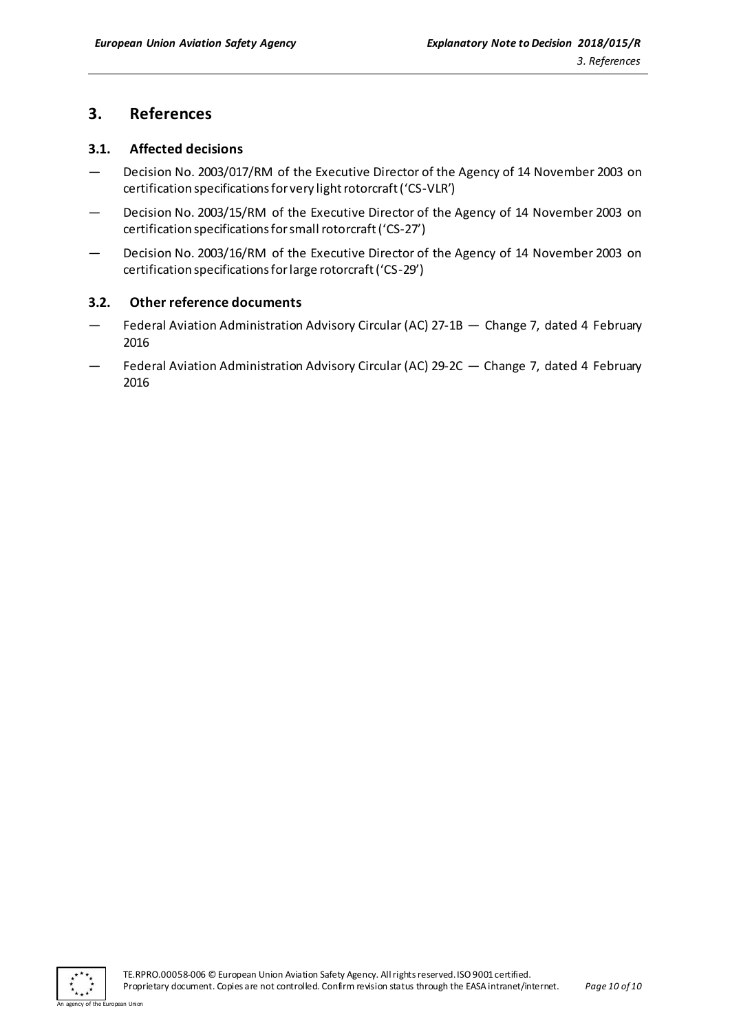## 3. References

### 3.1. Affected decisions

- Decision No. 2003/017/RM of the Executive Director of the Agency of 14 November 2003 on certification specifications for very light rotorcraft ('CS-VLR')
- Decision No. 2003/15/RM of the Executive Director of the Agency of 14 November 2003 on certification specifications for small rotorcraft ('CS-27')
- Decision No. 2003/16/RM of the Executive Director of the Agency of 14 November 2003 on certification specifications for large rotorcraft ('CS-29')

### 3.2. Other reference documents

- Federal Aviation Administration Advisory Circular (AC) 27-1B — Change 7, dated 4 February 2016
- Federal Aviation Administration Advisory Circular (AC) 29-2C — Change 7, dated 4 February 2016